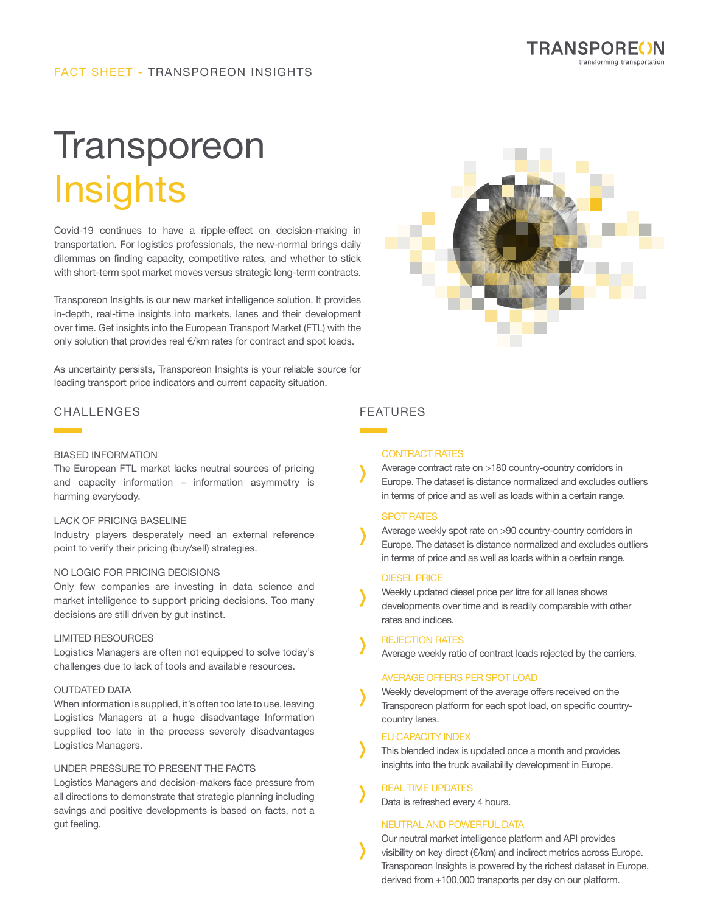FACT SHEET - TRANSPOREON INSIGHTS

# Transporeon Insights

Covid-19 continues to have a ripple-effect on decision-making in transportation. For logistics professionals, the new-normal brings daily dilemmas on finding capacity, competitive rates, and whether to stick with short-term spot market moves versus strategic long-term contracts.

Transporeon Insights is our new market intelligence solution. It provides in-depth, real-time insights into markets, lanes and their development over time. Get insights into the European Transport Market (FTL) with the only solution that provides real €/km rates for contract and spot loads.

As uncertainty persists, Transporeon Insights is your reliable source for leading transport price indicators and current capacity situation.

## CHALLENGES

### BIASED INFORMATION

The European FTL market lacks neutral sources of pricing and capacity information – information asymmetry is harming everybody.

### LACK OF PRICING BASELINE

Industry players desperately need an external reference point to verify their pricing (buy/sell) strategies.

### NO LOGIC FOR PRICING DECISIONS

Only few companies are investing in data science and market intelligence to support pricing decisions. Too many decisions are still driven by gut instinct.

### LIMITED RESOURCES

Logistics Managers are often not equipped to solve today's challenges due to lack of tools and available resources.

### OUTDATED DATA

When information is supplied, it's often too late to use, leaving Logistics Managers at a huge disadvantage Information supplied too late in the process severely disadvantages Logistics Managers.

### UNDER PRESSURE TO PRESENT THE FACTS

Logistics Managers and decision-makers face pressure from all directions to demonstrate that strategic planning including savings and positive developments is based on facts, not a gut feeling.

## FEATURES

### CONTRACT RATES

Average contract rate on >180 country-country corridors in Europe. The dataset is distance normalized and excludes outliers in terms of price and as well as loads within a certain range.

### SPOT RATES

Average weekly spot rate on >90 country-country corridors in Europe. The dataset is distance normalized and excludes outliers in terms of price and as well as loads within a certain range.

### DIESEL PRICE

Weekly updated diesel price per litre for all lanes shows developments over time and is readily comparable with other rates and indices.

### REJECTION RATES

Average weekly ratio of contract loads rejected by the carriers.

### AVERAGE OFFERS PER SPOT LOAD

Weekly development of the average offers received on the Transporeon platform for each spot load, on specific country-country lanes.

### EU CAPACITY INDEX

This blended index is updated once a month and provides insights into the truck availability development in Europe.

### REAL TIME UPDATES

Data is refreshed every 4 hours.

### NEUTRAL AND POWERFUL DATA

Our neutral market intelligence platform and API provides visibility on key direct (€/km) and indirect metrics across Europe. Transporeon Insights is powered by the richest dataset in Europe, derived from +100,000 transports per day on our platform.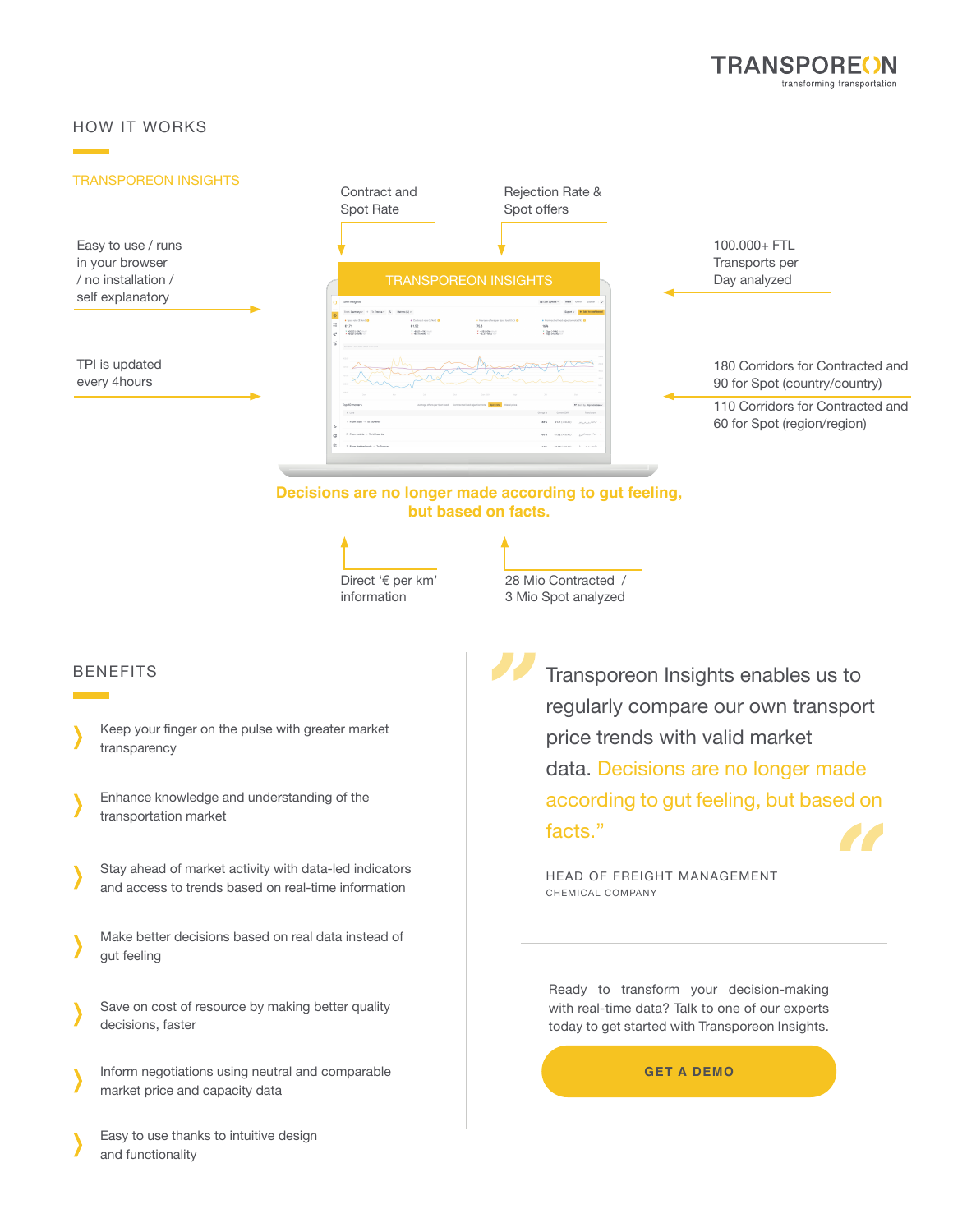TRANSPOREON
transforming transportation

## HOW IT WORKS

### TRANSPOREON INSIGHTS

Easy to use / runs in your browser / no installation / self explanatory

TPI is updated every 4hours

Contract and Spot Rate

Rejection Rate & Spot offers

TRANSPOREON INSIGHTS

100.000+ FTL Transports per Day analyzed

180 Corridors for Contracted and 90 for Spot (country/country)

110 Corridors for Contracted and 60 for Spot (region/region)

**Decisions are no longer made according to gut feeling, but based on facts.**

Direct '€ per km' information

28 Mio Contracted / 3 Mio Spot analyzed

## BENEFITS

- Keep your finger on the pulse with greater market transparency
- Enhance knowledge and understanding of the transportation market
- Stay ahead of market activity with data-led indicators and access to trends based on real-time information
- Make better decisions based on real data instead of gut feeling
- Save on cost of resource by making better quality decisions, faster
- Inform negotiations using neutral and comparable market price and capacity data
- Easy to use thanks to intuitive design and functionality

> "Transporeon Insights enables us to regularly compare our own transport price trends with valid market data. Decisions are no longer made according to gut feeling, but based on facts."

HEAD OF FREIGHT MANAGEMENT
CHEMICAL COMPANY

Ready to transform your decision-making with real-time data? Talk to one of our experts today to get started with Transporeon Insights.

GET A DEMO